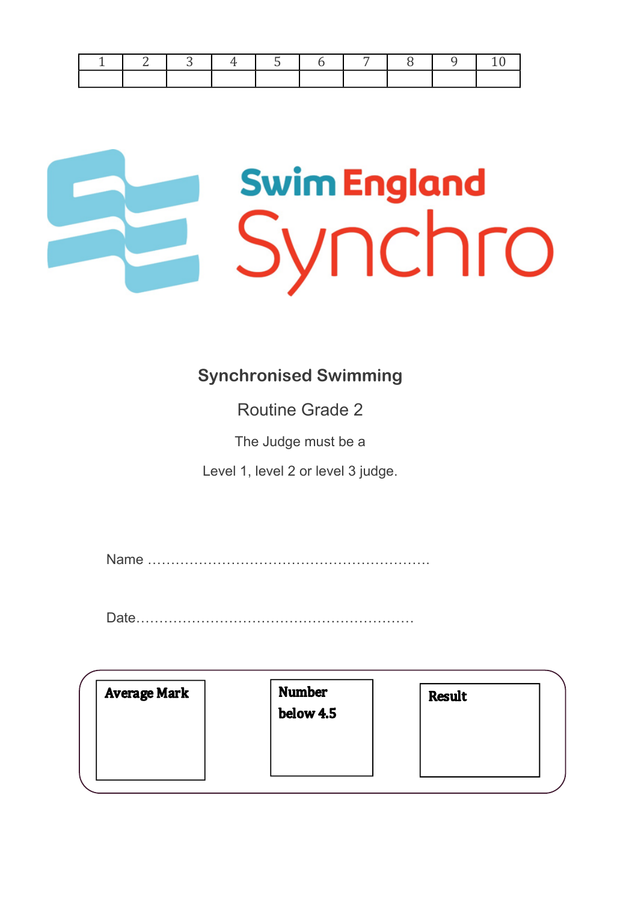| 1 | 2 | 3 | 4 | 5 | 6 | 7 | 8 | 9 | 10 |
|---|---|---|---|---|---|---|---|---|---|
| | | | | | | | | | |

Swim England Synchro

**Synchronised Swimming**

Routine Grade 2

The Judge must be a

Level 1, level 2 or level 3 judge.

Name ……………………………………………………

Date……………………………………………………

| **Average Mark** | **Number below 4.5** | **Result** |
|---|---|---|
| | | |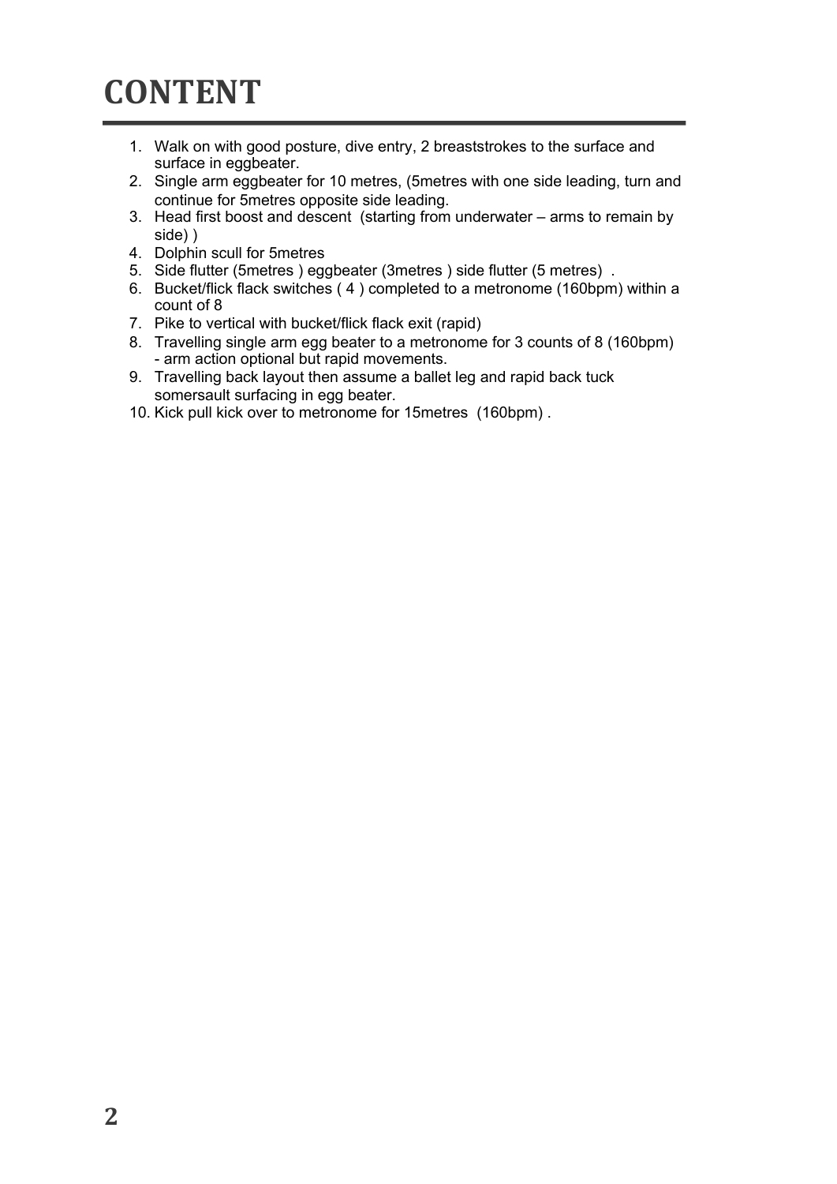# CONTENT

1. Walk on with good posture, dive entry, 2 breaststrokes to the surface and surface in eggbeater.
2. Single arm eggbeater for 10 metres, (5metres with one side leading, turn and continue for 5metres opposite side leading.
3. Head first boost and descent (starting from underwater – arms to remain by side) )
4. Dolphin scull for 5metres
5. Side flutter (5metres ) eggbeater (3metres ) side flutter (5 metres) .
6. Bucket/flick flack switches ( 4 ) completed to a metronome (160bpm) within a count of 8
7. Pike to vertical with bucket/flick flack exit (rapid)
8. Travelling single arm egg beater to a metronome for 3 counts of 8 (160bpm) - arm action optional but rapid movements.
9. Travelling back layout then assume a ballet leg and rapid back tuck somersault surfacing in egg beater.
10. Kick pull kick over to metronome for 15metres (160bpm) .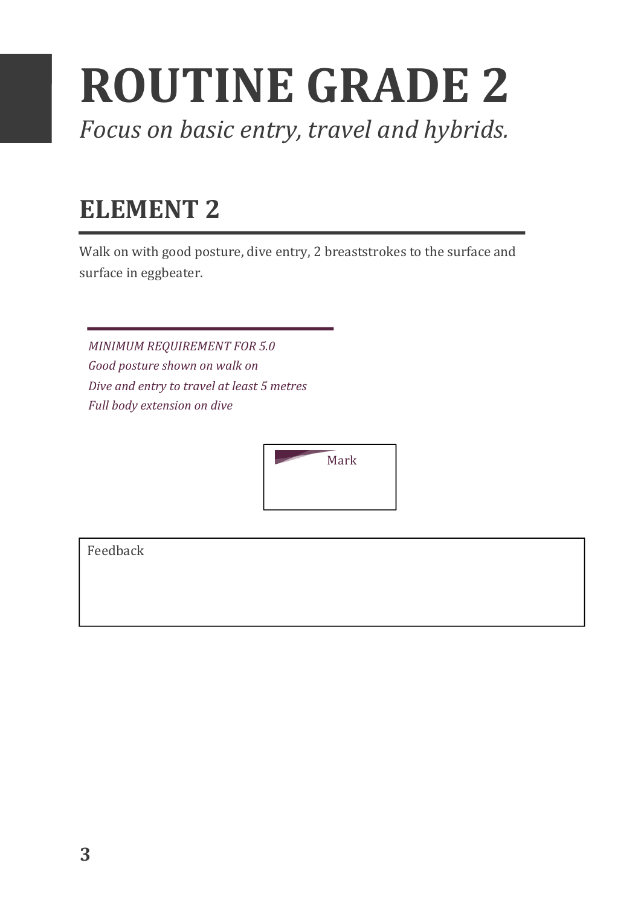# ROUTINE GRADE 2

*Focus on basic entry, travel and hybrids.*

## ELEMENT 2

Walk on with good posture, dive entry, 2 breaststrokes to the surface and surface in eggbeater.

*MINIMUM REQUIREMENT FOR 5.0*
*Good posture shown on walk on*
*Dive and entry to travel at least 5 metres*
*Full body extension on dive*

| Mark |
| --- |
| |

| Feedback |
| --- |
| |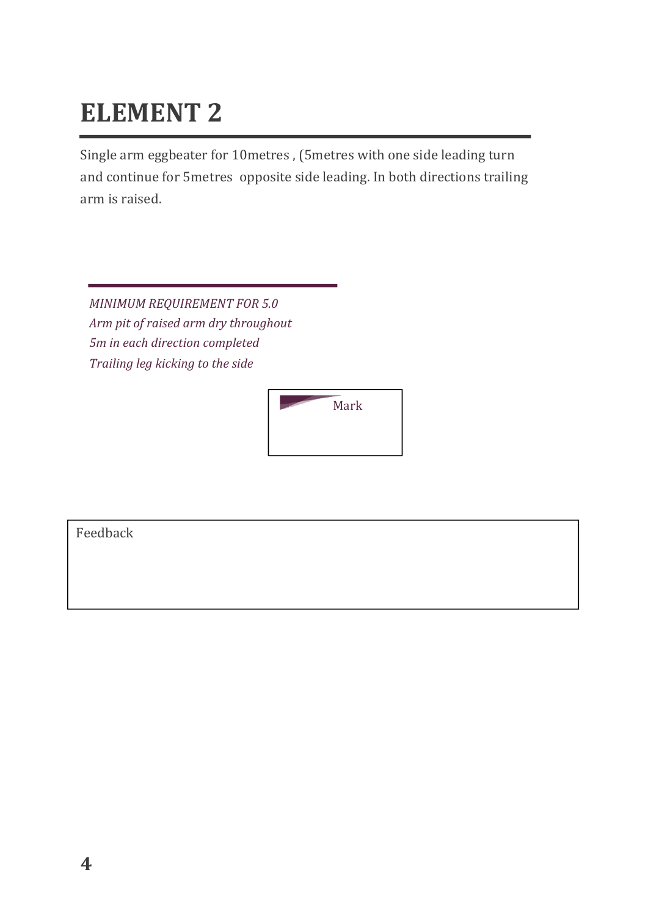# ELEMENT 2

Single arm eggbeater for 10metres , (5metres with one side leading turn and continue for 5metres opposite side leading. In both directions trailing arm is raised.

*MINIMUM REQUIREMENT FOR 5.0*
*Arm pit of raised arm dry throughout*
*5m in each direction completed*
*Trailing leg kicking to the side*

Mark

Feedback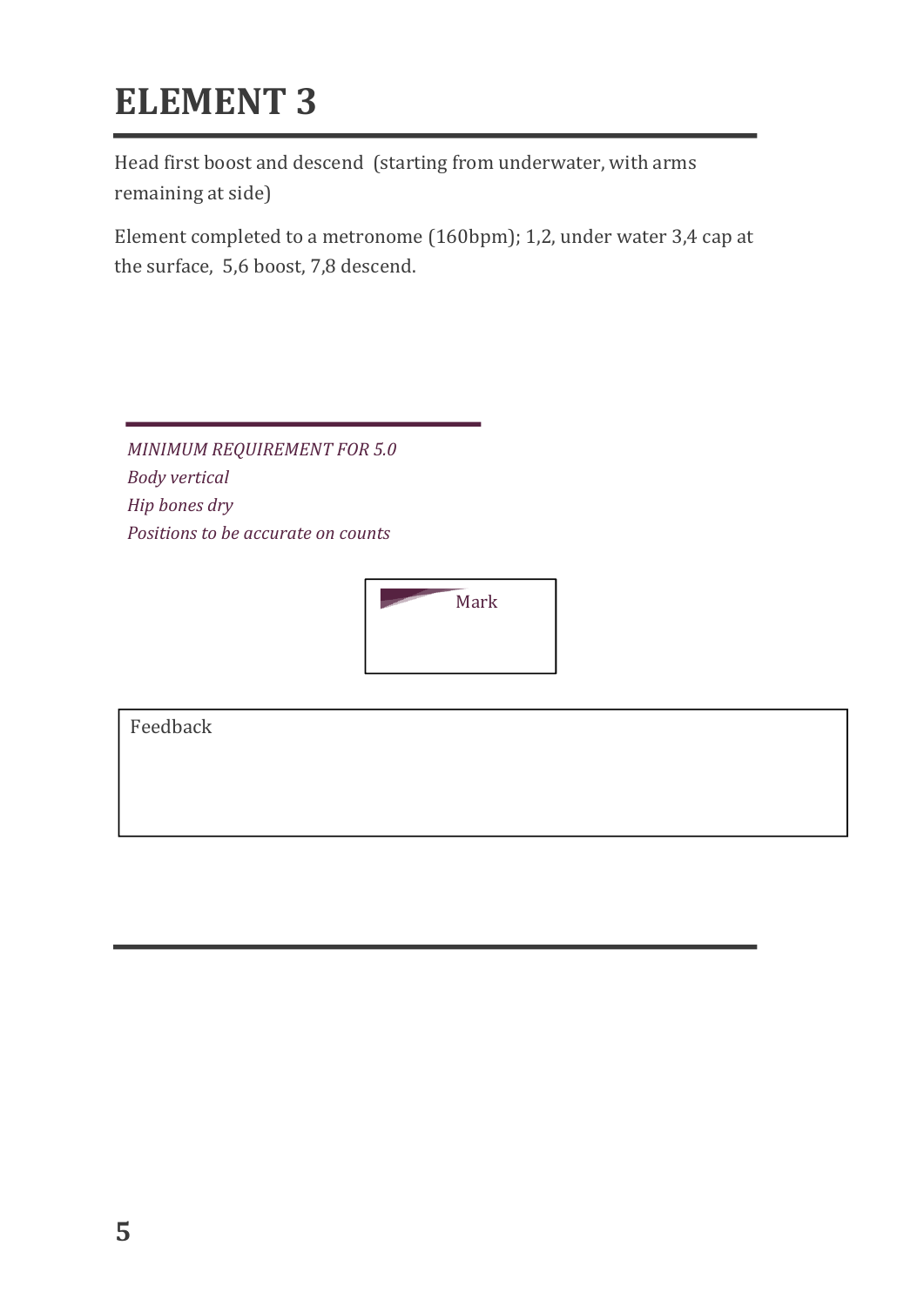# ELEMENT 3

Head first boost and descend (starting from underwater, with arms remaining at side)

Element completed to a metronome (160bpm); 1,2, under water 3,4 cap at the surface, 5,6 boost, 7,8 descend.

*MINIMUM REQUIREMENT FOR 5.0*
*Body vertical*
*Hip bones dry*
*Positions to be accurate on counts*

| Mark |
| --- |
| |

| Feedback |
| --- |
| |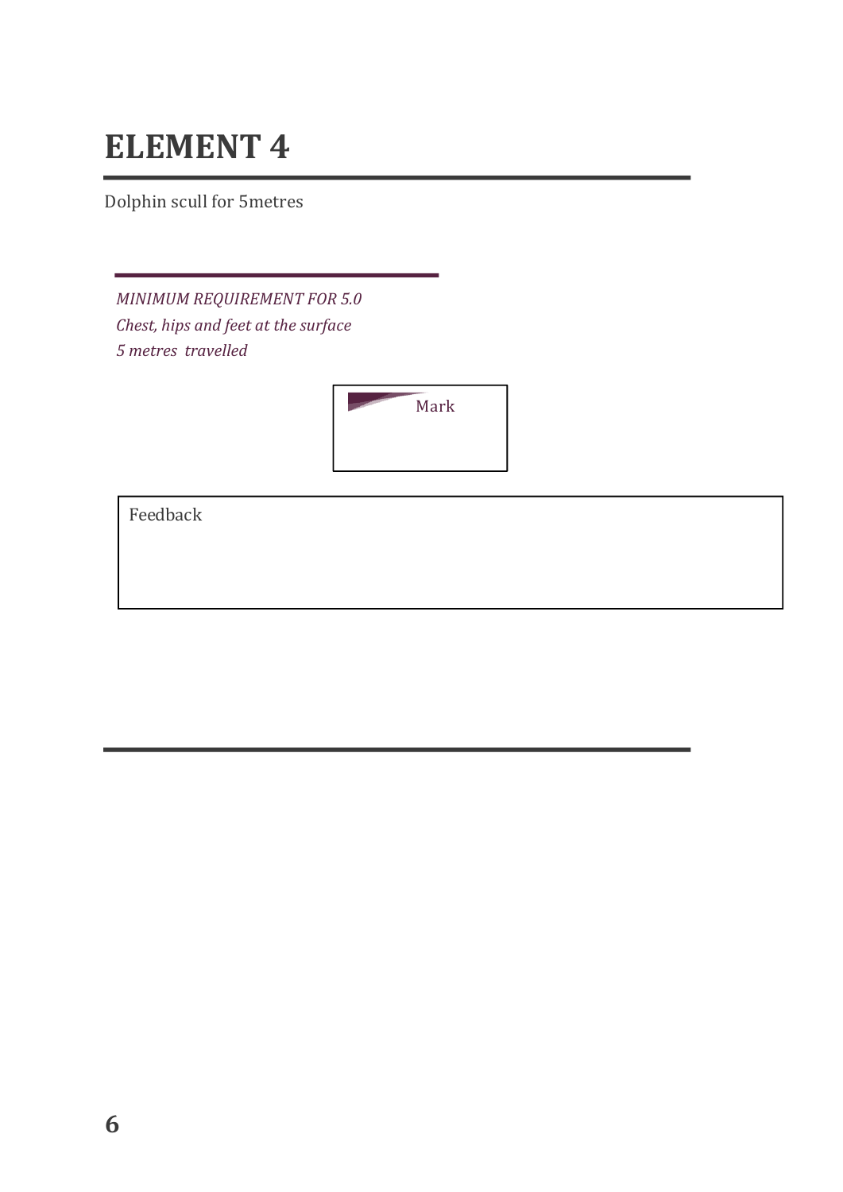# ELEMENT 4

Dolphin scull for 5metres

*MINIMUM REQUIREMENT FOR 5.0*
*Chest, hips and feet at the surface*
*5 metres travelled*

| Mark |
| --- |
| |

| Feedback |
| --- |
| |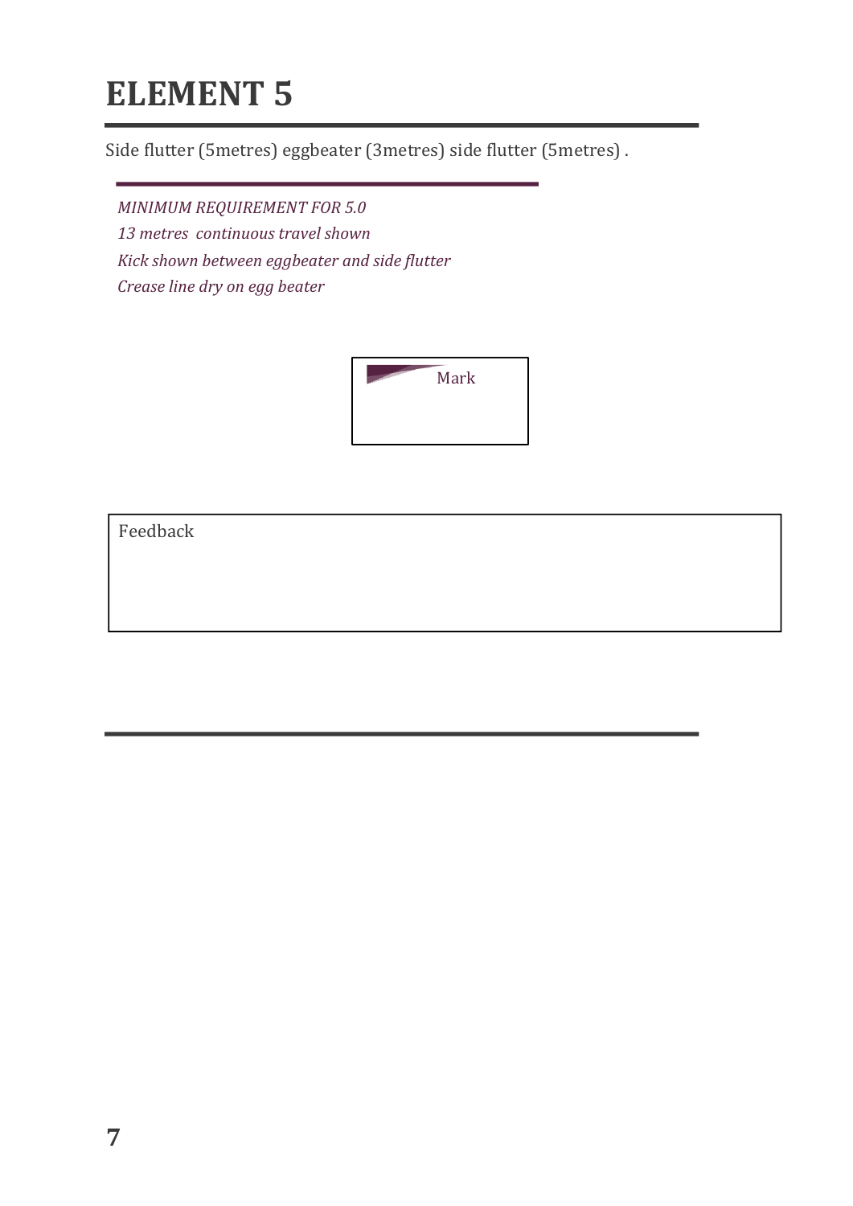# ELEMENT 5

Side flutter (5metres) eggbeater (3metres) side flutter (5metres) .

*MINIMUM REQUIREMENT FOR 5.0*

*13 metres continuous travel shown*

*Kick shown between eggbeater and side flutter*

*Crease line dry on egg beater*

Mark

Feedback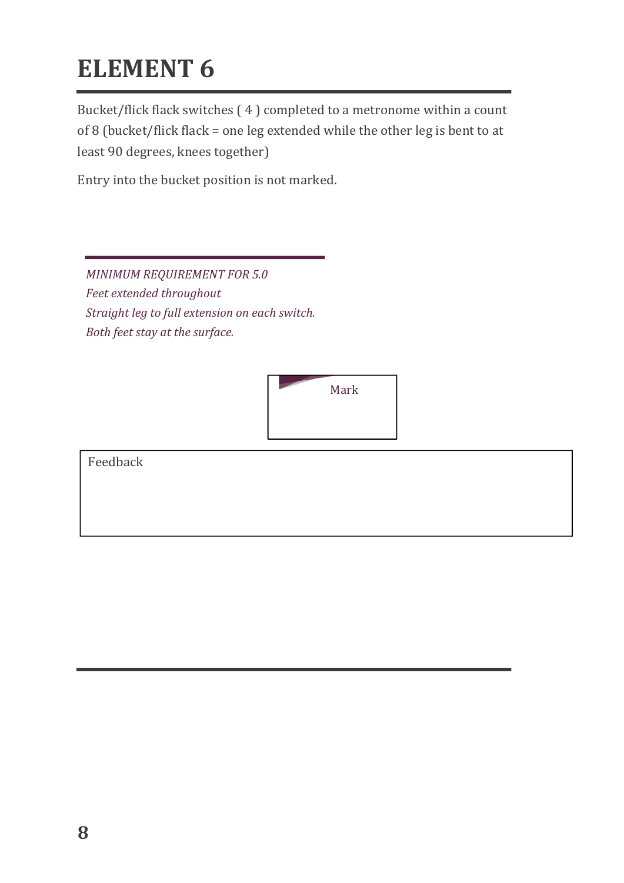# ELEMENT 6

Bucket/flick flack switches ( 4 ) completed to a metronome within a count of 8 (bucket/flick flack = one leg extended while the other leg is bent to at least 90 degrees, knees together)

Entry into the bucket position is not marked.

*MINIMUM REQUIREMENT FOR 5.0*
*Feet extended throughout*
*Straight leg to full extension on each switch.*
*Both feet stay at the surface.*

| Mark |
| --- |
| |

| Feedback |
| --- |
| |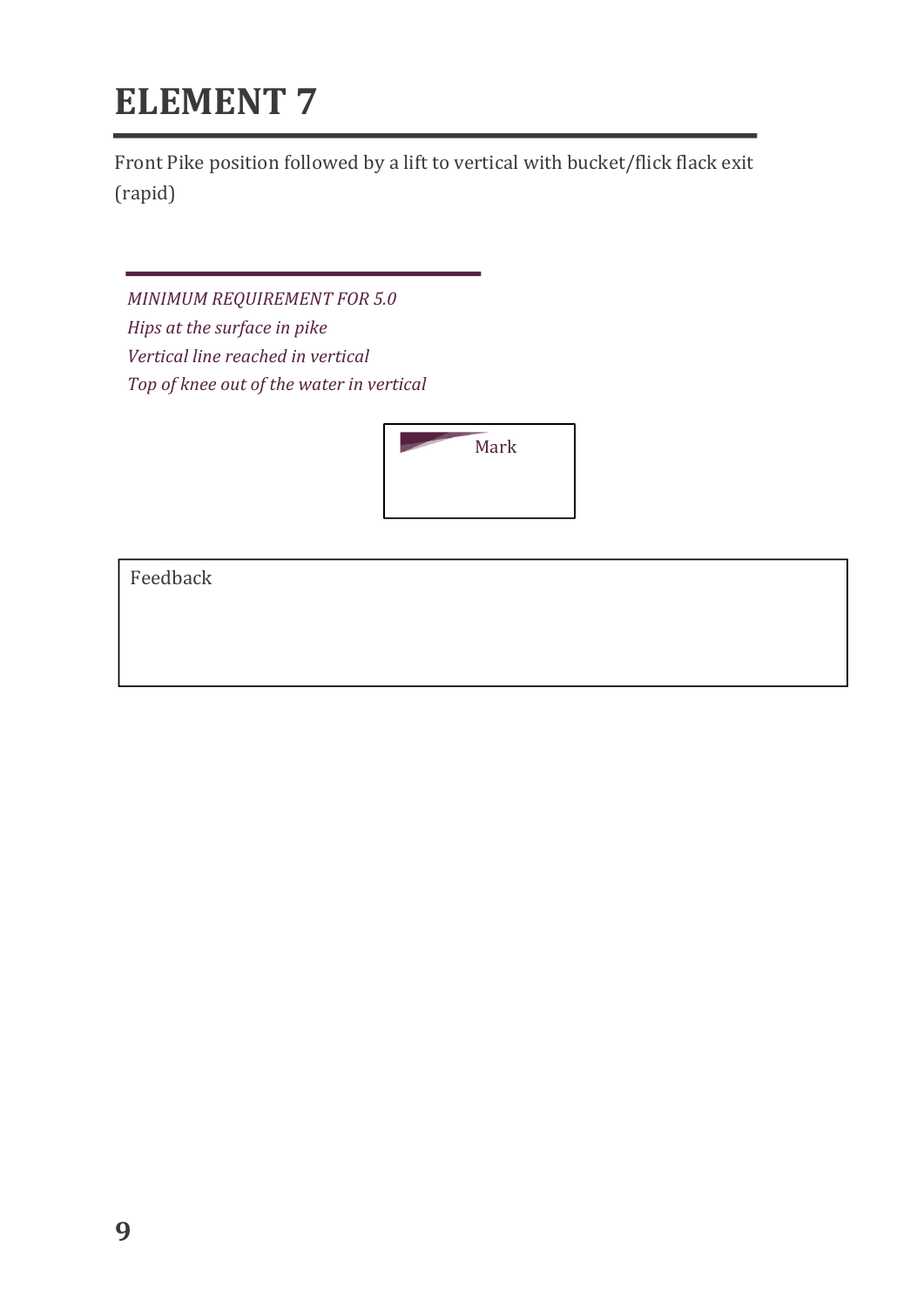# ELEMENT 7

Front Pike position followed by a lift to vertical with bucket/flick flack exit (rapid)

*MINIMUM REQUIREMENT FOR 5.0*
*Hips at the surface in pike*
*Vertical line reached in vertical*
*Top of knee out of the water in vertical*

Mark

Feedback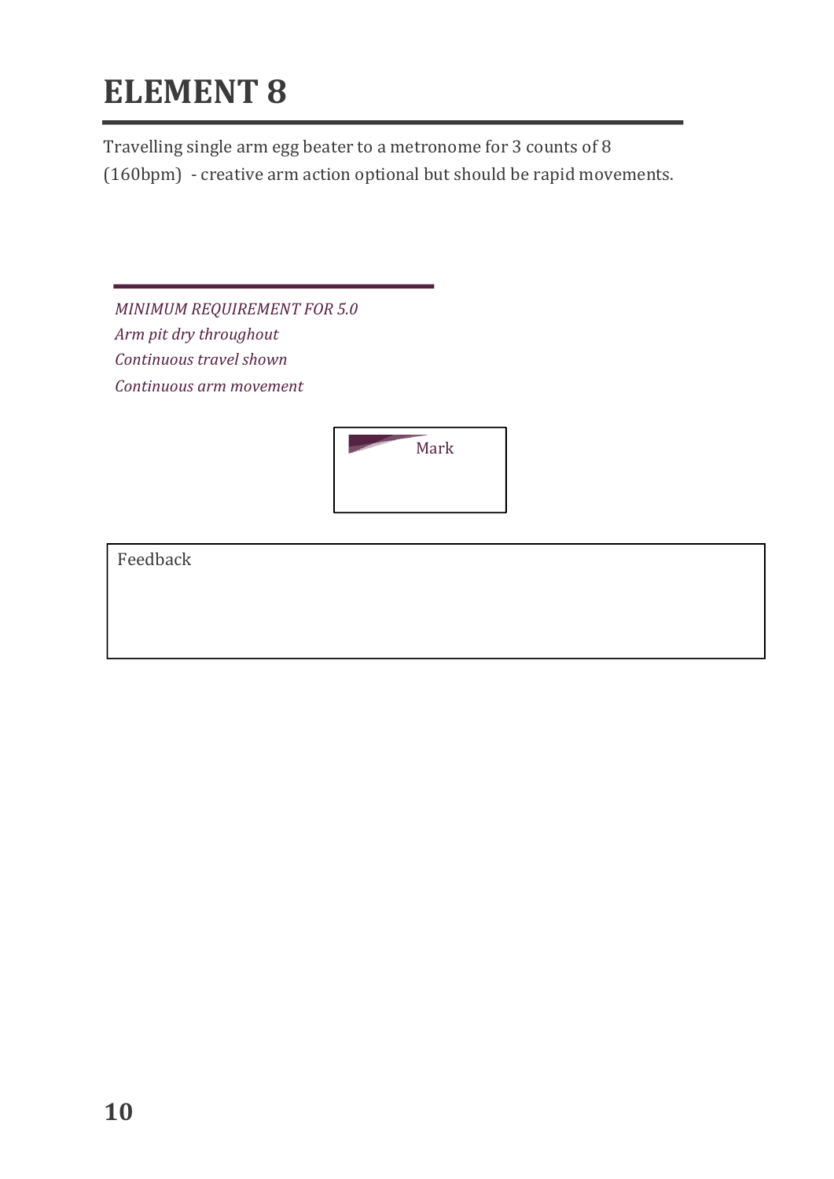# ELEMENT 8

Travelling single arm egg beater to a metronome for 3 counts of 8 (160bpm) - creative arm action optional but should be rapid movements.

*MINIMUM REQUIREMENT FOR 5.0*
*Arm pit dry throughout*
*Continuous travel shown*
*Continuous arm movement*

| Mark |
| --- |
| |

| Feedback |
| --- |
| |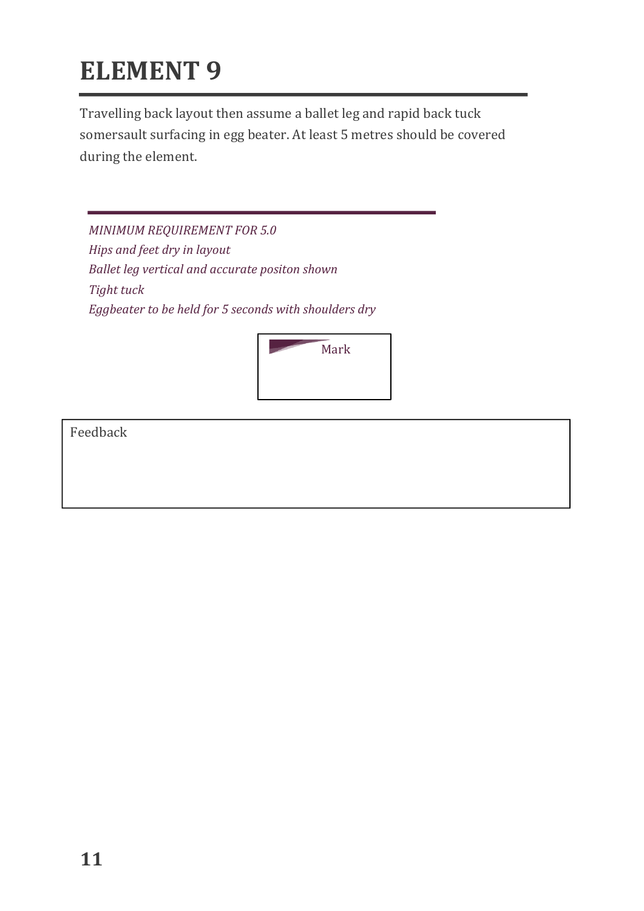# ELEMENT 9

Travelling back layout then assume a ballet leg and rapid back tuck somersault surfacing in egg beater. At least 5 metres should be covered during the element.

*MINIMUM REQUIREMENT FOR 5.0*
*Hips and feet dry in layout*
*Ballet leg vertical and accurate positon shown*
*Tight tuck*
*Eggbeater to be held for 5 seconds with shoulders dry*

| Mark |
| --- |
| |

| Feedback |
| --- |
| |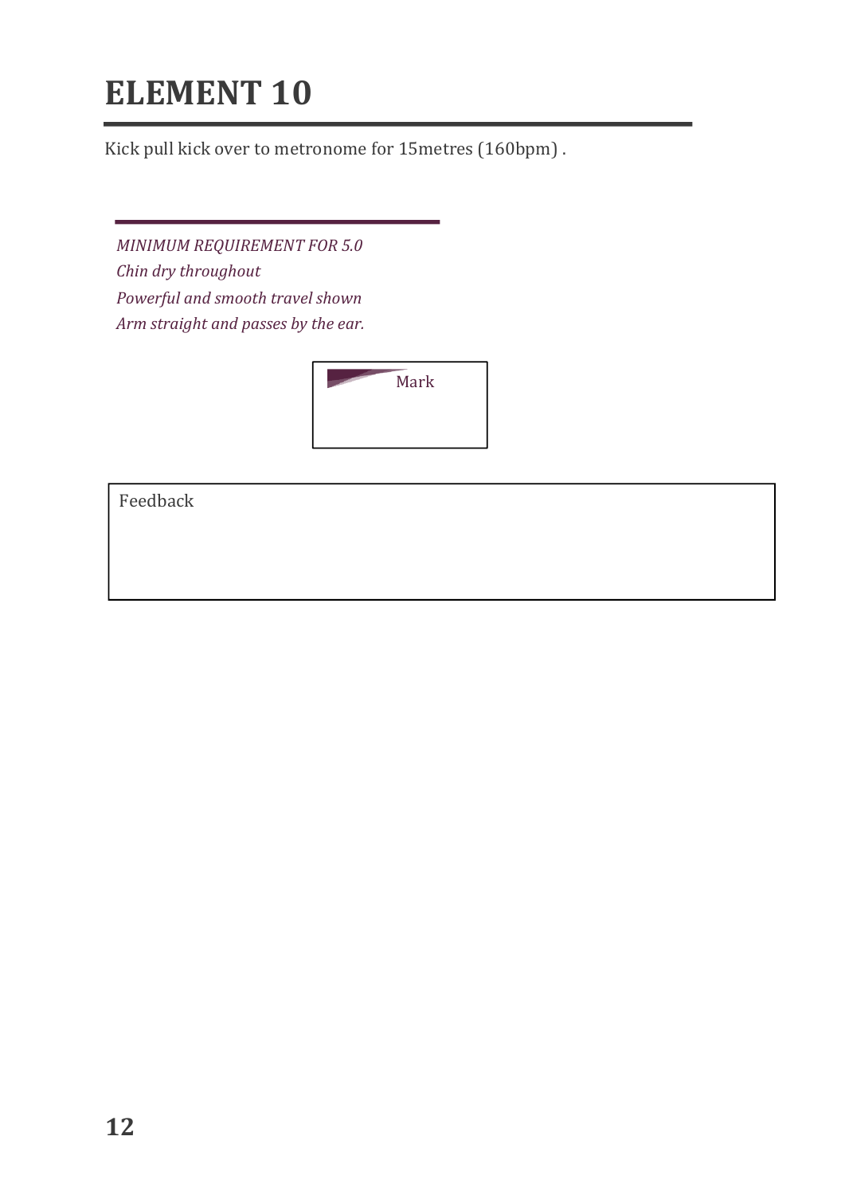# ELEMENT 10

Kick pull kick over to metronome for 15metres (160bpm) .

*MINIMUM REQUIREMENT FOR 5.0*
*Chin dry throughout*
*Powerful and smooth travel shown*
*Arm straight and passes by the ear.*

Mark

Feedback